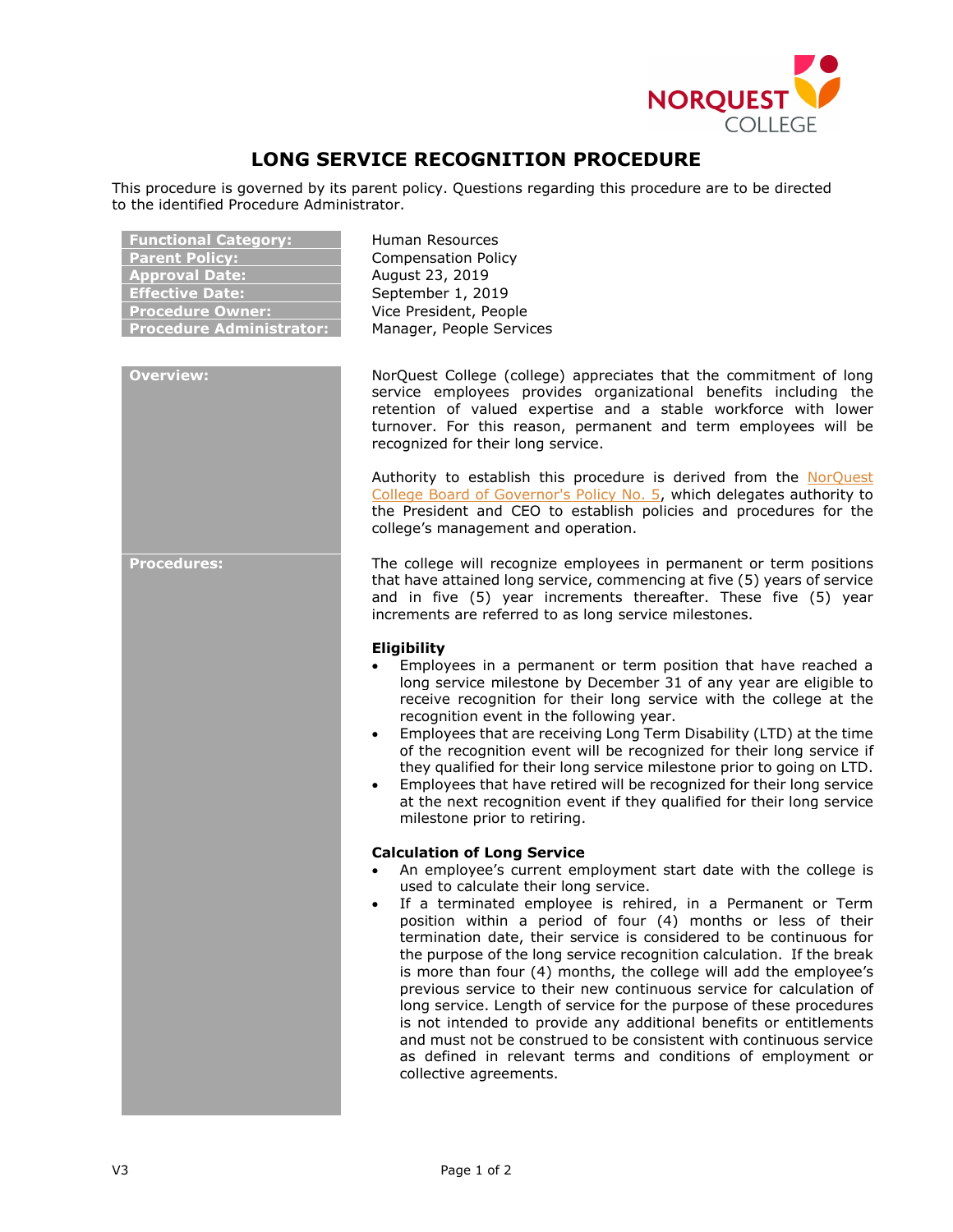# LONG SERVICE RECOGNITION PROCEDURE

This procedure is governed by its parent policy. Questions regarding this procedure are to be directed to the identified Procedure Administrator.

| | |
|---|---|
| **Functional Category:** | Human Resources |
| **Parent Policy:** | Compensation Policy |
| **Approval Date:** | August 23, 2019 |
| **Effective Date:** | September 1, 2019 |
| **Procedure Owner:** | Vice President, People |
| **Procedure Administrator:** | Manager, People Services |

## Overview:

NorQuest College (college) appreciates that the commitment of long service employees provides organizational benefits including the retention of valued expertise and a stable workforce with lower turnover. For this reason, permanent and term employees will be recognized for their long service.

Authority to establish this procedure is derived from the NorQuest College Board of Governor's Policy No. 5, which delegates authority to the President and CEO to establish policies and procedures for the college's management and operation.

## Procedures:

The college will recognize employees in permanent or term positions that have attained long service, commencing at five (5) years of service and in five (5) year increments thereafter. These five (5) year increments are referred to as long service milestones.

### Eligibility

- Employees in a permanent or term position that have reached a long service milestone by December 31 of any year are eligible to receive recognition for their long service with the college at the recognition event in the following year.
- Employees that are receiving Long Term Disability (LTD) at the time of the recognition event will be recognized for their long service if they qualified for their long service milestone prior to going on LTD.
- Employees that have retired will be recognized for their long service at the next recognition event if they qualified for their long service milestone prior to retiring.

### Calculation of Long Service

- An employee's current employment start date with the college is used to calculate their long service.
- If a terminated employee is rehired, in a Permanent or Term position within a period of four (4) months or less of their termination date, their service is considered to be continuous for the purpose of the long service recognition calculation. If the break is more than four (4) months, the college will add the employee's previous service to their new continuous service for calculation of long service. Length of service for the purpose of these procedures is not intended to provide any additional benefits or entitlements and must not be construed to be consistent with continuous service as defined in relevant terms and conditions of employment or collective agreements.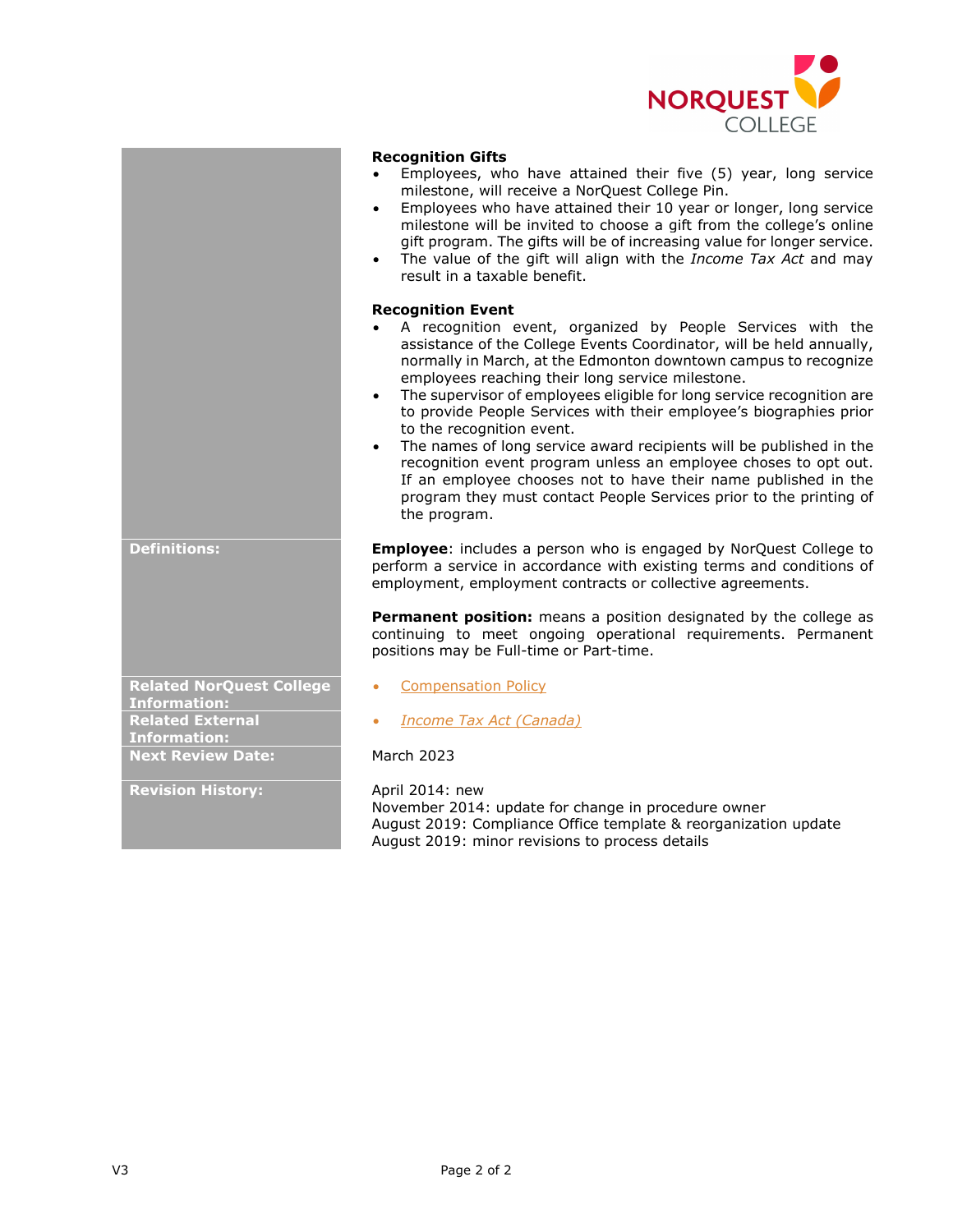**Recognition Gifts**

- Employees, who have attained their five (5) year, long service milestone, will receive a NorQuest College Pin.
- Employees who have attained their 10 year or longer, long service milestone will be invited to choose a gift from the college's online gift program. The gifts will be of increasing value for longer service.
- The value of the gift will align with the *Income Tax Act* and may result in a taxable benefit.

**Recognition Event**

- A recognition event, organized by People Services with the assistance of the College Events Coordinator, will be held annually, normally in March, at the Edmonton downtown campus to recognize employees reaching their long service milestone.
- The supervisor of employees eligible for long service recognition are to provide People Services with their employee's biographies prior to the recognition event.
- The names of long service award recipients will be published in the recognition event program unless an employee choses to opt out. If an employee chooses not to have their name published in the program they must contact People Services prior to the printing of the program.

**Definitions:**

**Employee**: includes a person who is engaged by NorQuest College to perform a service in accordance with existing terms and conditions of employment, employment contracts or collective agreements.

**Permanent position:** means a position designated by the college as continuing to meet ongoing operational requirements. Permanent positions may be Full-time or Part-time.

**Related NorQuest College Information:**

- Compensation Policy

**Related External Information:**

- *Income Tax Act (Canada)*

**Next Review Date:**

March 2023

**Revision History:**

April 2014: new
November 2014: update for change in procedure owner
August 2019: Compliance Office template & reorganization update
August 2019: minor revisions to process details